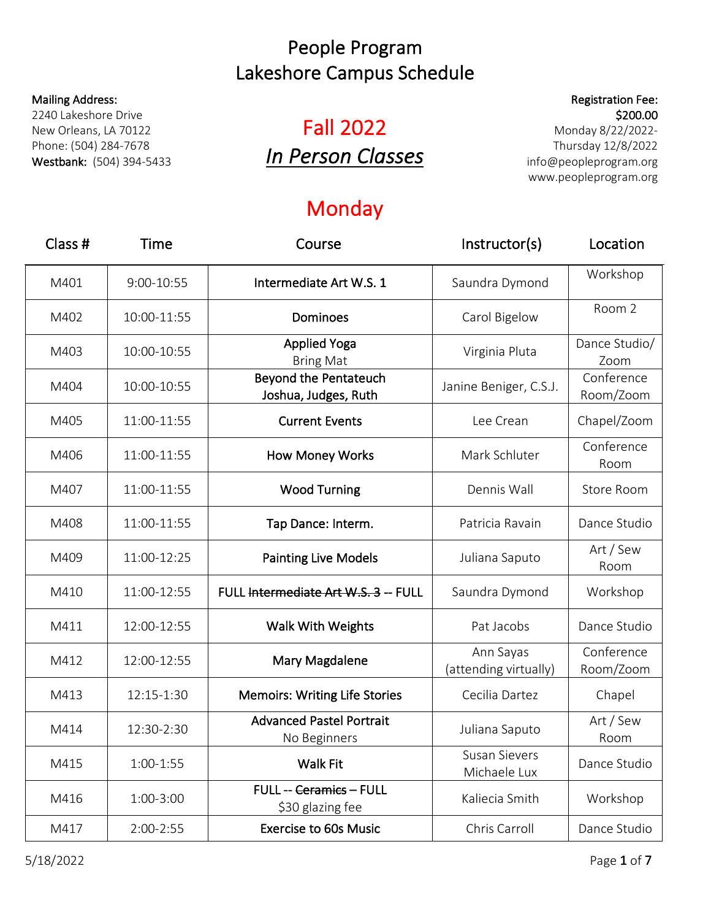# People Program
# Lakeshore Campus Schedule

**Mailing Address:**
2240 Lakeshore Drive
New Orleans, LA 70122
Phone: (504) 284-7678
**Westbank:** (504) 394-5433

## Fall 2022
## *In Person Classes*

**Registration Fee:**
**$200.00**
Monday 8/22/2022-
Thursday 12/8/2022
info@peopleprogram.org
www.peopleprogram.org

## Monday

| Class # | Time | Course | Instructor(s) | Location |
|---|---|---|---|---|
| M401 | 9:00-10:55 | **Intermediate Art W.S. 1** | Saundra Dymond | Workshop |
| M402 | 10:00-11:55 | **Dominoes** | Carol Bigelow | Room 2 |
| M403 | 10:00-10:55 | **Applied Yoga** Bring Mat | Virginia Pluta | Dance Studio/ Zoom |
| M404 | 10:00-10:55 | **Beyond the Pentateuch Joshua, Judges, Ruth** | Janine Beniger, C.S.J. | Conference Room/Zoom |
| M405 | 11:00-11:55 | **Current Events** | Lee Crean | Chapel/Zoom |
| M406 | 11:00-11:55 | **How Money Works** | Mark Schluter | Conference Room |
| M407 | 11:00-11:55 | **Wood Turning** | Dennis Wall | Store Room |
| M408 | 11:00-11:55 | **Tap Dance: Interm.** | Patricia Ravain | Dance Studio |
| M409 | 11:00-12:25 | **Painting Live Models** | Juliana Saputo | Art / Sew Room |
| M410 | 11:00-12:55 | **FULL ~~Intermediate Art W.S. 3~~ -- FULL** | Saundra Dymond | Workshop |
| M411 | 12:00-12:55 | **Walk With Weights** | Pat Jacobs | Dance Studio |
| M412 | 12:00-12:55 | **Mary Magdalene** | Ann Sayas (attending virtually) | Conference Room/Zoom |
| M413 | 12:15-1:30 | **Memoirs: Writing Life Stories** | Cecilia Dartez | Chapel |
| M414 | 12:30-2:30 | **Advanced Pastel Portrait** No Beginners | Juliana Saputo | Art / Sew Room |
| M415 | 1:00-1:55 | **Walk Fit** | Susan Sievers Michaele Lux | Dance Studio |
| M416 | 1:00-3:00 | **FULL -- ~~Ceramics~~ – FULL** $30 glazing fee | Kaliecia Smith | Workshop |
| M417 | 2:00-2:55 | **Exercise to 60s Music** | Chris Carroll | Dance Studio |

5/18/2022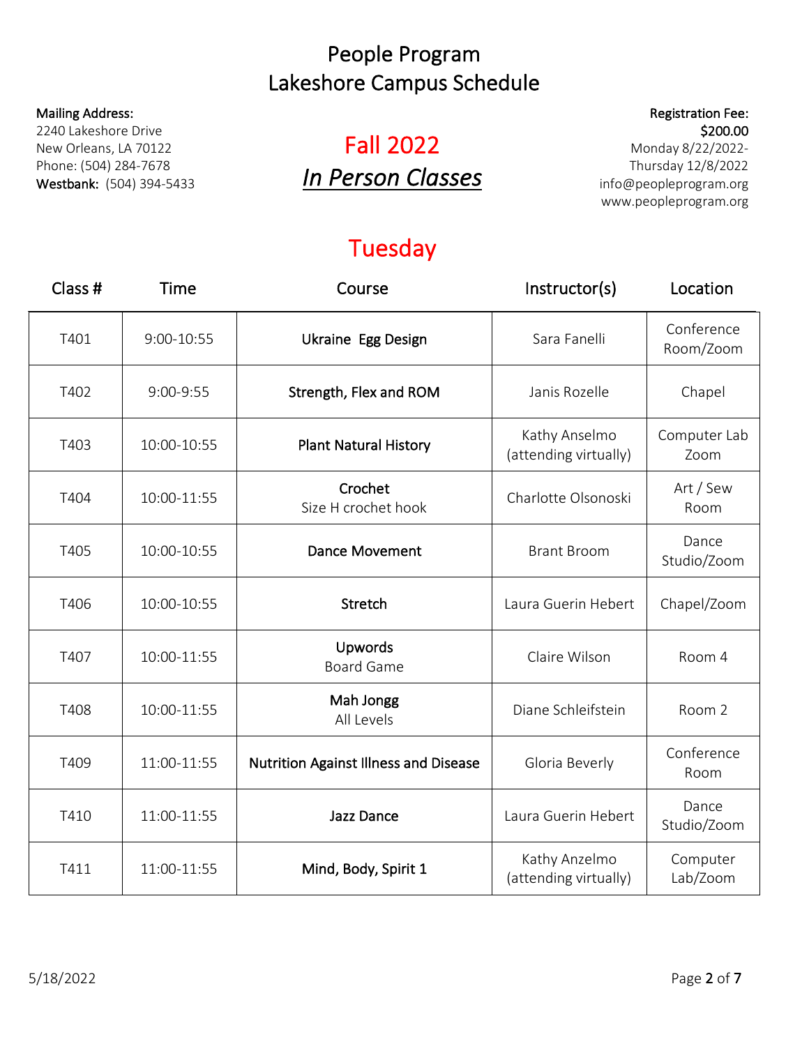# People Program
# Lakeshore Campus Schedule

**Mailing Address:**
2240 Lakeshore Drive
New Orleans, LA 70122
Phone: (504) 284-7678
**Westbank:** (504) 394-5433

## Fall 2022
## *In Person Classes*

**Registration Fee:**
**$200.00**
Monday 8/22/2022-
Thursday 12/8/2022
info@peopleprogram.org
www.peopleprogram.org

## Tuesday

| Class # | Time | Course | Instructor(s) | Location |
|---|---|---|---|---|
| T401 | 9:00-10:55 | **Ukraine Egg Design** | Sara Fanelli | Conference Room/Zoom |
| T402 | 9:00-9:55 | **Strength, Flex and ROM** | Janis Rozelle | Chapel |
| T403 | 10:00-10:55 | **Plant Natural History** | Kathy Anselmo (attending virtually) | Computer Lab Zoom |
| T404 | 10:00-11:55 | **Crochet** Size H crochet hook | Charlotte Olsonoski | Art / Sew Room |
| T405 | 10:00-10:55 | **Dance Movement** | Brant Broom | Dance Studio/Zoom |
| T406 | 10:00-10:55 | **Stretch** | Laura Guerin Hebert | Chapel/Zoom |
| T407 | 10:00-11:55 | **Upwords** Board Game | Claire Wilson | Room 4 |
| T408 | 10:00-11:55 | **Mah Jongg** All Levels | Diane Schleifstein | Room 2 |
| T409 | 11:00-11:55 | **Nutrition Against Illness and Disease** | Gloria Beverly | Conference Room |
| T410 | 11:00-11:55 | **Jazz Dance** | Laura Guerin Hebert | Dance Studio/Zoom |
| T411 | 11:00-11:55 | **Mind, Body, Spirit 1** | Kathy Anzelmo (attending virtually) | Computer Lab/Zoom |

5/18/2022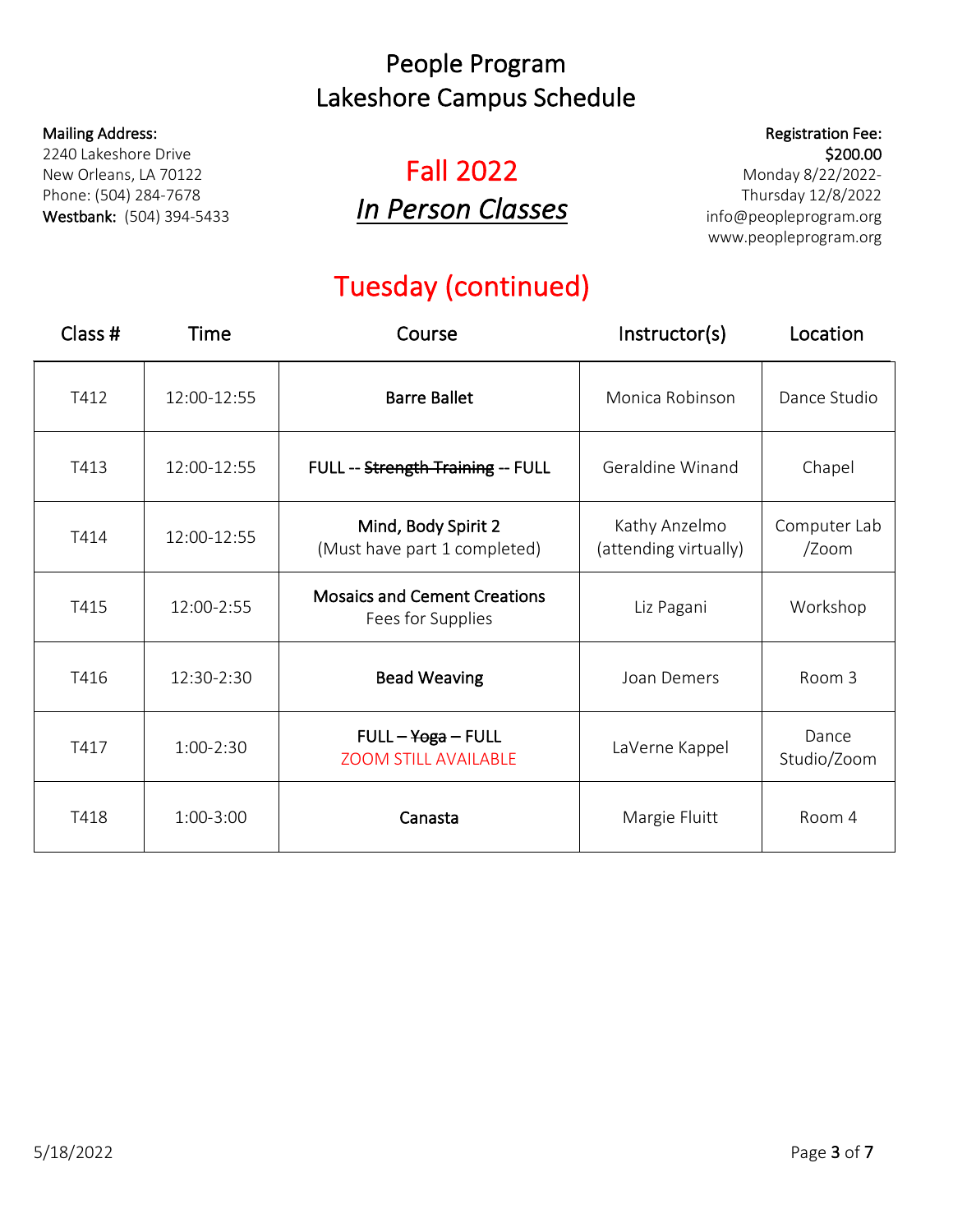# People Program
# Lakeshore Campus Schedule

**Mailing Address:**
2240 Lakeshore Drive
New Orleans, LA 70122
Phone: (504) 284-7678
**Westbank:** (504) 394-5433

## Fall 2022
## *In Person Classes*

**Registration Fee:**
**$200.00**
Monday 8/22/2022-
Thursday 12/8/2022
info@peopleprogram.org
www.peopleprogram.org

## Tuesday (continued)

| Class # | Time | Course | Instructor(s) | Location |
|---|---|---|---|---|
| T412 | 12:00-12:55 | **Barre Ballet** | Monica Robinson | Dance Studio |
| T413 | 12:00-12:55 | **FULL -- ~~Strength Training~~ -- FULL** | Geraldine Winand | Chapel |
| T414 | 12:00-12:55 | **Mind, Body Spirit 2** (Must have part 1 completed) | Kathy Anzelmo (attending virtually) | Computer Lab /Zoom |
| T415 | 12:00-2:55 | **Mosaics and Cement Creations** Fees for Supplies | Liz Pagani | Workshop |
| T416 | 12:30-2:30 | **Bead Weaving** | Joan Demers | Room 3 |
| T417 | 1:00-2:30 | **FULL – ~~Yoga~~ – FULL** ZOOM STILL AVAILABLE | LaVerne Kappel | Dance Studio/Zoom |
| T418 | 1:00-3:00 | **Canasta** | Margie Fluitt | Room 4 |

5/18/2022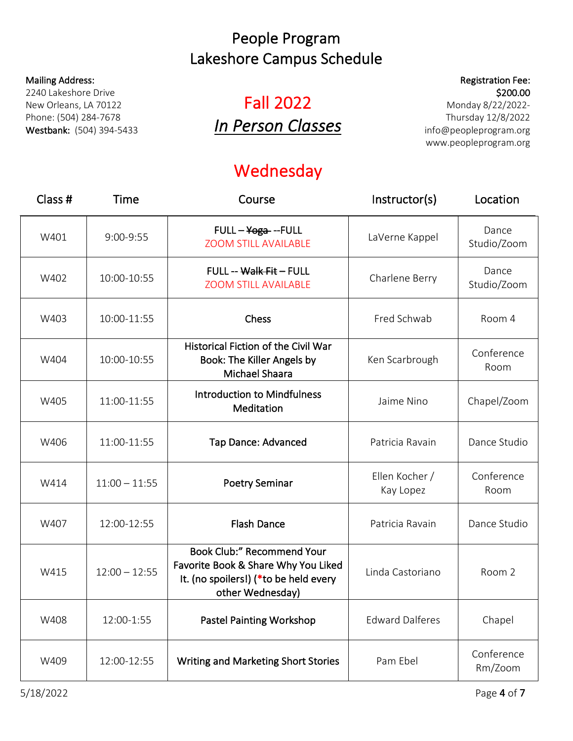# People Program
# Lakeshore Campus Schedule

**Mailing Address:**
2240 Lakeshore Drive
New Orleans, LA 70122
Phone: (504) 284-7678
**Westbank:** (504) 394-5433

## Fall 2022
## *In Person Classes*

**Registration Fee:**
**$200.00**
Monday 8/22/2022-
Thursday 12/8/2022
info@peopleprogram.org
www.peopleprogram.org

## Wednesday

| Class # | Time | Course | Instructor(s) | Location |
|---|---|---|---|---|
| W401 | 9:00-9:55 | **FULL – ~~Yoga~~ --FULL** ZOOM STILL AVAILABLE | LaVerne Kappel | Dance Studio/Zoom |
| W402 | 10:00-10:55 | **FULL -- ~~Walk Fit~~ – FULL** ZOOM STILL AVAILABLE | Charlene Berry | Dance Studio/Zoom |
| W403 | 10:00-11:55 | **Chess** | Fred Schwab | Room 4 |
| W404 | 10:00-10:55 | **Historical Fiction of the Civil War Book: The Killer Angels by Michael Shaara** | Ken Scarbrough | Conference Room |
| W405 | 11:00-11:55 | **Introduction to Mindfulness Meditation** | Jaime Nino | Chapel/Zoom |
| W406 | 11:00-11:55 | **Tap Dance: Advanced** | Patricia Ravain | Dance Studio |
| W414 | 11:00 – 11:55 | **Poetry Seminar** | Ellen Kocher / Kay Lopez | Conference Room |
| W407 | 12:00-12:55 | **Flash Dance** | Patricia Ravain | Dance Studio |
| W415 | 12:00 – 12:55 | **Book Club:" Recommend Your Favorite Book & Share Why You Liked It. (no spoilers!) (*to be held every other Wednesday)** | Linda Castoriano | Room 2 |
| W408 | 12:00-1:55 | **Pastel Painting Workshop** | Edward Dalferes | Chapel |
| W409 | 12:00-12:55 | **Writing and Marketing Short Stories** | Pam Ebel | Conference Rm/Zoom |

5/18/2022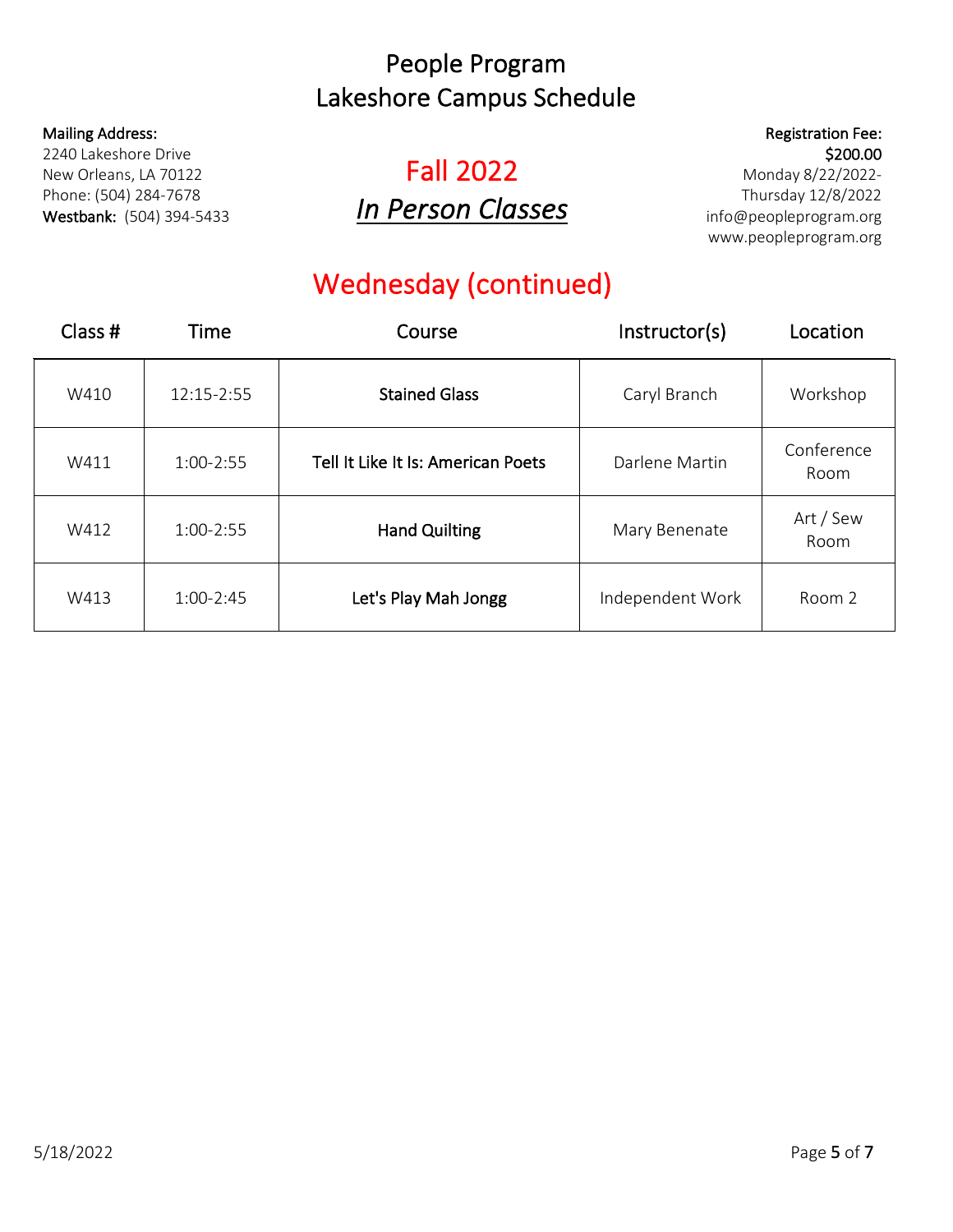# People Program
# Lakeshore Campus Schedule

**Mailing Address:**
2240 Lakeshore Drive
New Orleans, LA 70122
Phone: (504) 284-7678
**Westbank:** (504) 394-5433

## Fall 2022
## *In Person Classes*

**Registration Fee:**
**$200.00**
Monday 8/22/2022-
Thursday 12/8/2022
info@peopleprogram.org
www.peopleprogram.org

## Wednesday (continued)

| Class # | Time | Course | Instructor(s) | Location |
| --- | --- | --- | --- | --- |
| W410 | 12:15-2:55 | **Stained Glass** | Caryl Branch | Workshop |
| W411 | 1:00-2:55 | **Tell It Like It Is: American Poets** | Darlene Martin | Conference Room |
| W412 | 1:00-2:55 | **Hand Quilting** | Mary Benenate | Art / Sew Room |
| W413 | 1:00-2:45 | **Let's Play Mah Jongg** | Independent Work | Room 2 |

5/18/2022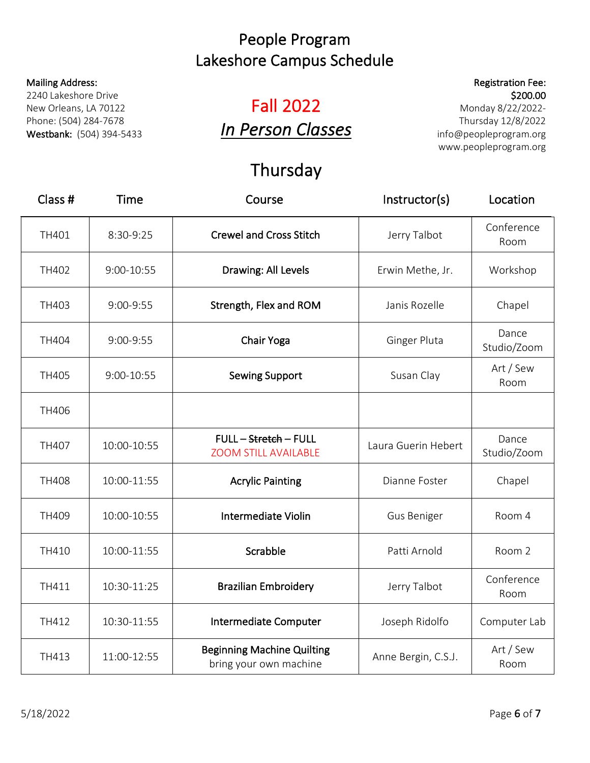# People Program
# Lakeshore Campus Schedule

**Mailing Address:**
2240 Lakeshore Drive
New Orleans, LA 70122
Phone: (504) 284-7678
**Westbank:** (504) 394-5433

## Fall 2022
## *In Person Classes*

**Registration Fee:**
**$200.00**
Monday 8/22/2022-
Thursday 12/8/2022
info@peopleprogram.org
www.peopleprogram.org

## Thursday

| Class # | Time | Course | Instructor(s) | Location |
|---|---|---|---|---|
| TH401 | 8:30-9:25 | **Crewel and Cross Stitch** | Jerry Talbot | Conference Room |
| TH402 | 9:00-10:55 | **Drawing: All Levels** | Erwin Methe, Jr. | Workshop |
| TH403 | 9:00-9:55 | **Strength, Flex and ROM** | Janis Rozelle | Chapel |
| TH404 | 9:00-9:55 | **Chair Yoga** | Ginger Pluta | Dance Studio/Zoom |
| TH405 | 9:00-10:55 | **Sewing Support** | Susan Clay | Art / Sew Room |
| TH406 | | | | |
| TH407 | 10:00-10:55 | **FULL – ~~Stretch~~ – FULL** ZOOM STILL AVAILABLE | Laura Guerin Hebert | Dance Studio/Zoom |
| TH408 | 10:00-11:55 | **Acrylic Painting** | Dianne Foster | Chapel |
| TH409 | 10:00-10:55 | **Intermediate Violin** | Gus Beniger | Room 4 |
| TH410 | 10:00-11:55 | **Scrabble** | Patti Arnold | Room 2 |
| TH411 | 10:30-11:25 | **Brazilian Embroidery** | Jerry Talbot | Conference Room |
| TH412 | 10:30-11:55 | **Intermediate Computer** | Joseph Ridolfo | Computer Lab |
| TH413 | 11:00-12:55 | **Beginning Machine Quilting** bring your own machine | Anne Bergin, C.S.J. | Art / Sew Room |

5/18/2022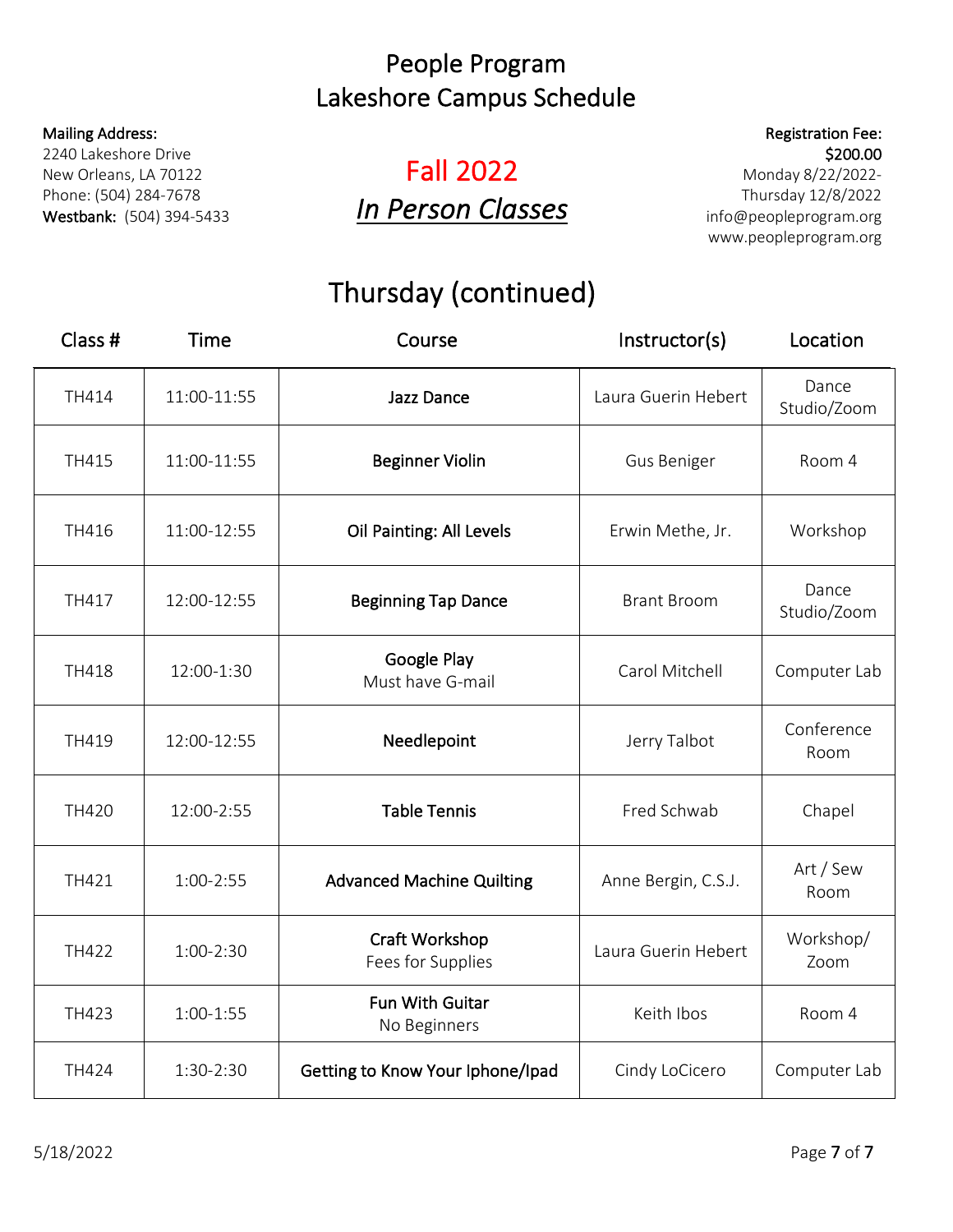# People Program
# Lakeshore Campus Schedule

**Mailing Address:**
2240 Lakeshore Drive
New Orleans, LA 70122
Phone: (504) 284-7678
**Westbank:** (504) 394-5433

## Fall 2022
## *In Person Classes*

**Registration Fee:**
**$200.00**
Monday 8/22/2022-
Thursday 12/8/2022
info@peopleprogram.org
www.peopleprogram.org

## Thursday (continued)

| Class # | Time | Course | Instructor(s) | Location |
|---|---|---|---|---|
| TH414 | 11:00-11:55 | **Jazz Dance** | Laura Guerin Hebert | Dance Studio/Zoom |
| TH415 | 11:00-11:55 | **Beginner Violin** | Gus Beniger | Room 4 |
| TH416 | 11:00-12:55 | **Oil Painting: All Levels** | Erwin Methe, Jr. | Workshop |
| TH417 | 12:00-12:55 | **Beginning Tap Dance** | Brant Broom | Dance Studio/Zoom |
| TH418 | 12:00-1:30 | **Google Play** Must have G-mail | Carol Mitchell | Computer Lab |
| TH419 | 12:00-12:55 | **Needlepoint** | Jerry Talbot | Conference Room |
| TH420 | 12:00-2:55 | **Table Tennis** | Fred Schwab | Chapel |
| TH421 | 1:00-2:55 | **Advanced Machine Quilting** | Anne Bergin, C.S.J. | Art / Sew Room |
| TH422 | 1:00-2:30 | **Craft Workshop** Fees for Supplies | Laura Guerin Hebert | Workshop/ Zoom |
| TH423 | 1:00-1:55 | **Fun With Guitar** No Beginners | Keith Ibos | Room 4 |
| TH424 | 1:30-2:30 | **Getting to Know Your Iphone/Ipad** | Cindy LoCicero | Computer Lab |

5/18/2022